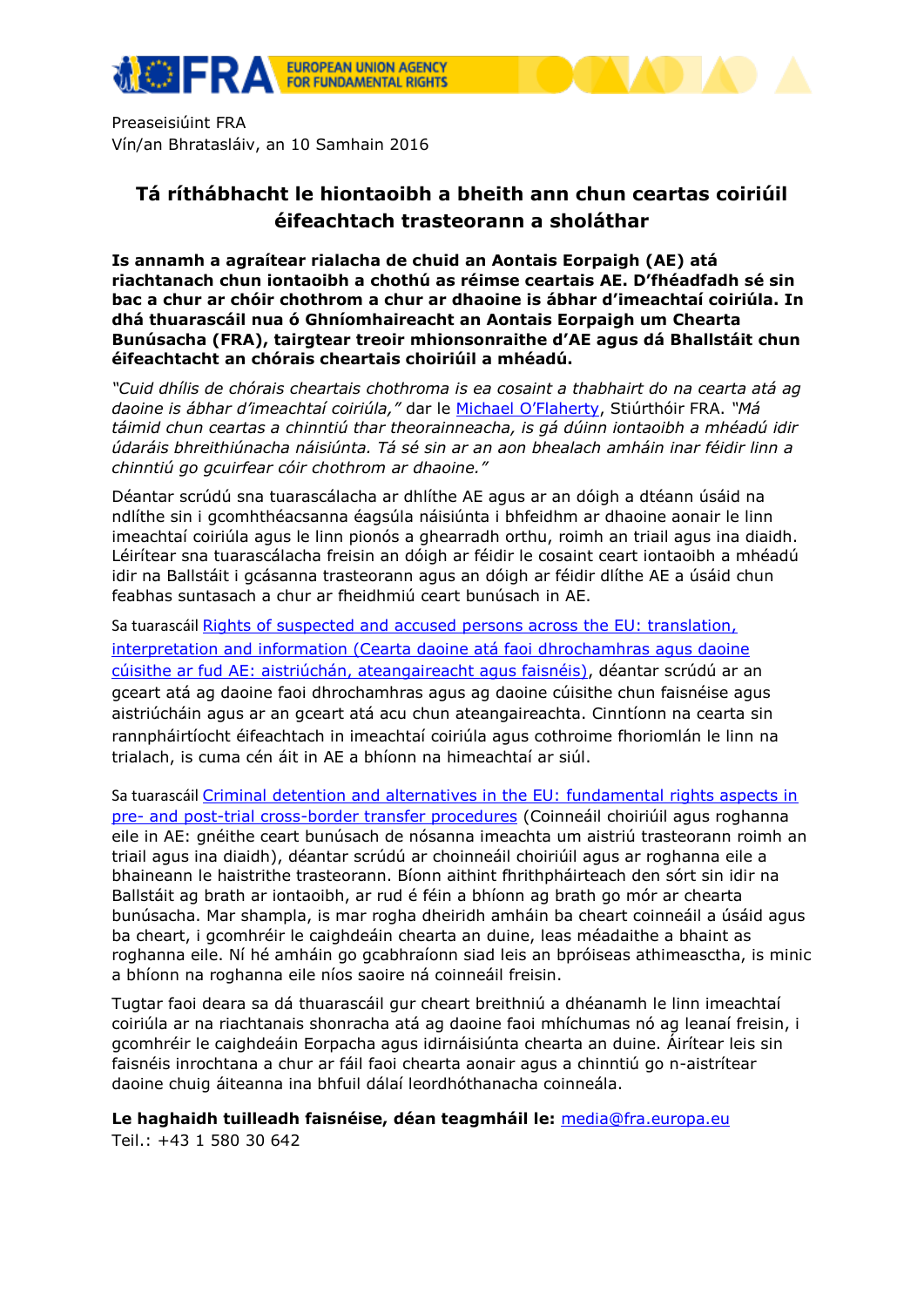Preaseisiúint FRA
Vín/an Bhratasláiv, an 10 Samhain 2016

# Tá ríthábhacht le hiontaoibh a bheith ann chun ceartas coiriúil éifeachtach trasteorann a sholáthar

**Is annamh a agraítear rialacha de chuid an Aontais Eorpaigh (AE) atá riachtanach chun iontaoibh a chothú as réimse ceartais AE. D'fhéadfadh sé sin bac a chur ar chóir chothrom a chur ar dhaoine is ábhar d'imeachtaí coiriúla. In dhá thuarascáil nua ó Ghníomhaireacht an Aontais Eorpaigh um Chearta Bunúsacha (FRA), tairgtear treoir mhionsonraithe d'AE agus dá Bhallstáit chun éifeachtacht an chórais cheartais choiriúil a mhéadú.**

*"Cuid dhílis de chórais cheartais chothroma is ea cosaint a thabhairt do na cearta atá ag daoine is ábhar d'imeachtaí coiriúla,"* dar le Michael O'Flaherty, Stiúrthóir FRA. *"Má táimid chun ceartas a chinntiú thar theorainneacha, is gá dúinn iontaoibh a mhéadú idir údaráis bhreithiúnacha náisiúnta. Tá sé sin ar an aon bhealach amháin inar féidir linn a chinntiú go gcuirfear cóir chothrom ar dhaoine."*

Déantar scrúdú sna tuarascálacha ar dhlíthe AE agus ar an dóigh a dtéann úsáid na ndlíthe sin i gcomhthéacsanna éagsúla náisiúnta i bhfeidhm ar dhaoine aonair le linn imeachtaí coiriúla agus le linn pionós a ghearradh orthu, roimh an triail agus ina diaidh. Léirítear sna tuarascálacha freisin an dóigh ar féidir le cosaint ceart iontaoibh a mhéadú idir na Ballstáit i gcásanna trasteorann agus an dóigh ar féidir dlíthe AE a úsáid chun feabhas suntasach a chur ar fheidhmiú ceart bunúsach in AE.

Sa tuarascáil Rights of suspected and accused persons across the EU: translation, interpretation and information (Cearta daoine atá faoi dhrochamhras agus daoine cúisithe ar fud AE: aistriúchán, ateangaireacht agus faisnéis), déantar scrúdú ar an gceart atá ag daoine faoi dhrochamhras agus ag daoine cúisithe chun faisnéise agus aistriúcháin agus ar an gceart atá acu chun ateangaireachta. Cinntíonn na cearta sin rannpháirtíocht éifeachtach in imeachtaí coiriúla agus cothroime fhoriomlán le linn na trialach, is cuma cén áit in AE a bhíonn na himeachtaí ar siúl.

Sa tuarascáil Criminal detention and alternatives in the EU: fundamental rights aspects in pre- and post-trial cross-border transfer procedures (Coinneáil choiriúil agus roghanna eile in AE: gnéithe ceart bunúsach de nósanna imeachta um aistriú trasteorann roimh an triail agus ina diaidh), déantar scrúdú ar choinneáil choiriúil agus ar roghanna eile a bhaineann le haistrithe trasteorann. Bíonn aithint fhrithpháirteach den sórt sin idir na Ballstáit ag brath ar iontaoibh, ar rud é féin a bhíonn ag brath go mór ar chearta bunúsacha. Mar shampla, is mar rogha dheiridh amháin ba cheart coinneáil a úsáid agus ba cheart, i gcomhréir le caighdeáin chearta an duine, leas méadaithe a bhaint as roghanna eile. Ní hé amháin go gcabhraíonn siad leis an bpróiseas athimeasctha, is minic a bhíonn na roghanna eile níos saoire ná coinneáil freisin.

Tugtar faoi deara sa dá thuarascáil gur cheart breithniú a dhéanamh le linn imeachtaí coiriúla ar na riachtanais shonracha atá ag daoine faoi mhíchumas nó ag leanaí freisin, i gcomhréir le caighdeáin Eorpacha agus idirnáisiúnta chearta an duine. Áirítear leis sin faisnéis inrochtana a chur ar fáil faoi chearta aonair agus a chinntiú go n-aistrítear daoine chuig áiteanna ina bhfuil dálaí leordhóthanacha coinneála.

**Le haghaidh tuilleadh faisnéise, déan teagmháil le:** media@fra.europa.eu
Teil.: +43 1 580 30 642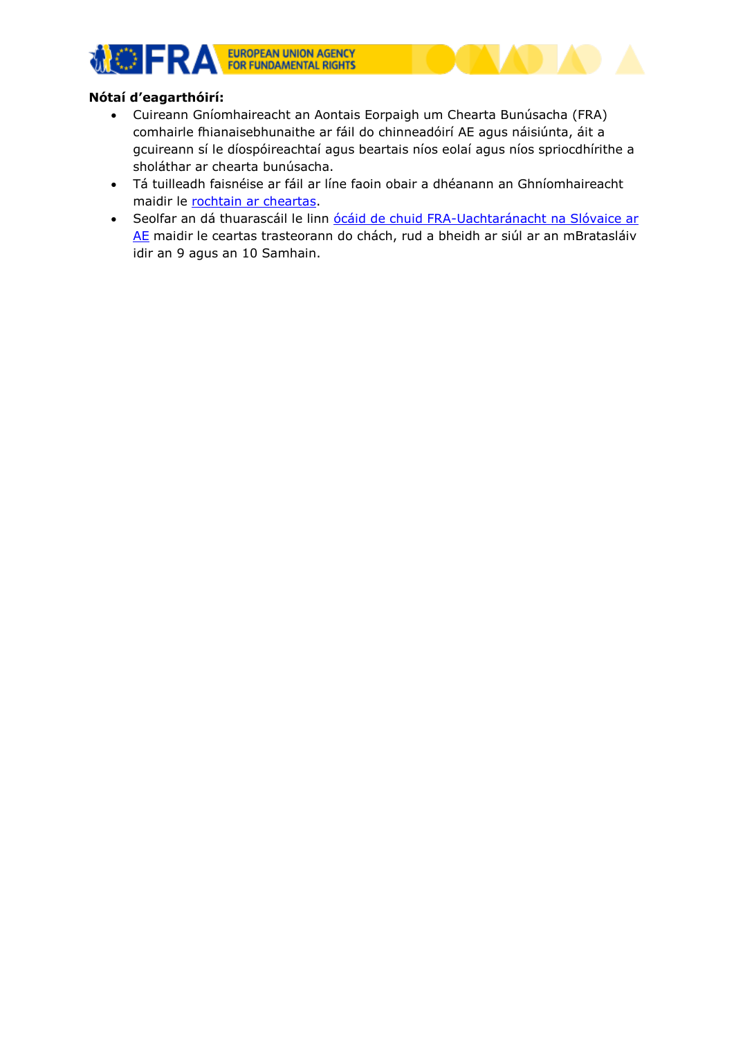**Nótaí d'eagarthóirí:**

- Cuireann Gníomhaireacht an Aontais Eorpaigh um Chearta Bunúsacha (FRA) comhairle fhianaisebhunaithe ar fáil do chinneadóirí AE agus náisiúnta, áit a gcuireann sí le díospóireachtaí agus beartais níos eolaí agus níos spriocdhírithe a sholáthar ar chearta bunúsacha.
- Tá tuilleadh faisnéise ar fáil ar líne faoin obair a dhéanann an Ghníomhaireacht maidir le rochtain ar cheartas.
- Seolfar an dá thuarascáil le linn ócáid de chuid FRA-Uachtaránacht na Slóvaice ar AE maidir le ceartas trasteorann do chách, rud a bheidh ar siúl ar an mBratasláiv idir an 9 agus an 10 Samhain.